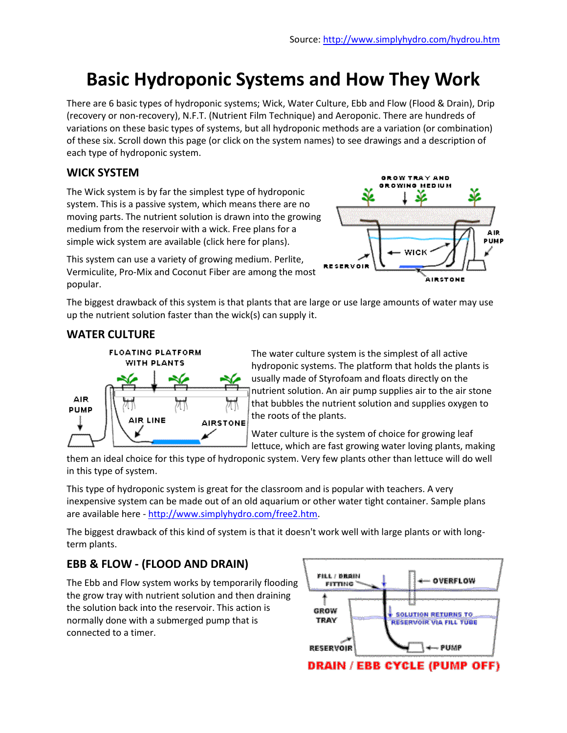Source: http://www.simplyhydro.com/hydrou.htm

# Basic Hydroponic Systems and How They Work

There are 6 basic types of hydroponic systems; Wick, Water Culture, Ebb and Flow (Flood & Drain), Drip (recovery or non-recovery), N.F.T. (Nutrient Film Technique) and Aeroponic. There are hundreds of variations on these basic types of systems, but all hydroponic methods are a variation (or combination) of these six. Scroll down this page (or click on the system names) to see drawings and a description of each type of hydroponic system.

## WICK SYSTEM

The Wick system is by far the simplest type of hydroponic system. This is a passive system, which means there are no moving parts. The nutrient solution is drawn into the growing medium from the reservoir with a wick. Free plans for a simple wick system are available (click here for plans).

This system can use a variety of growing medium. Perlite, Vermiculite, Pro-Mix and Coconut Fiber are among the most popular.

The biggest drawback of this system is that plants that are large or use large amounts of water may use up the nutrient solution faster than the wick(s) can supply it.

## WATER CULTURE

The water culture system is the simplest of all active hydroponic systems. The platform that holds the plants is usually made of Styrofoam and floats directly on the nutrient solution. An air pump supplies air to the air stone that bubbles the nutrient solution and supplies oxygen to the roots of the plants.

Water culture is the system of choice for growing leaf lettuce, which are fast growing water loving plants, making them an ideal choice for this type of hydroponic system. Very few plants other than lettuce will do well in this type of system.

This type of hydroponic system is great for the classroom and is popular with teachers. A very inexpensive system can be made out of an old aquarium or other water tight container. Sample plans are available here - http://www.simplyhydro.com/free2.htm.

The biggest drawback of this kind of system is that it doesn't work well with large plants or with long-term plants.

## EBB & FLOW - (FLOOD AND DRAIN)

The Ebb and Flow system works by temporarily flooding the grow tray with nutrient solution and then draining the solution back into the reservoir. This action is normally done with a submerged pump that is connected to a timer.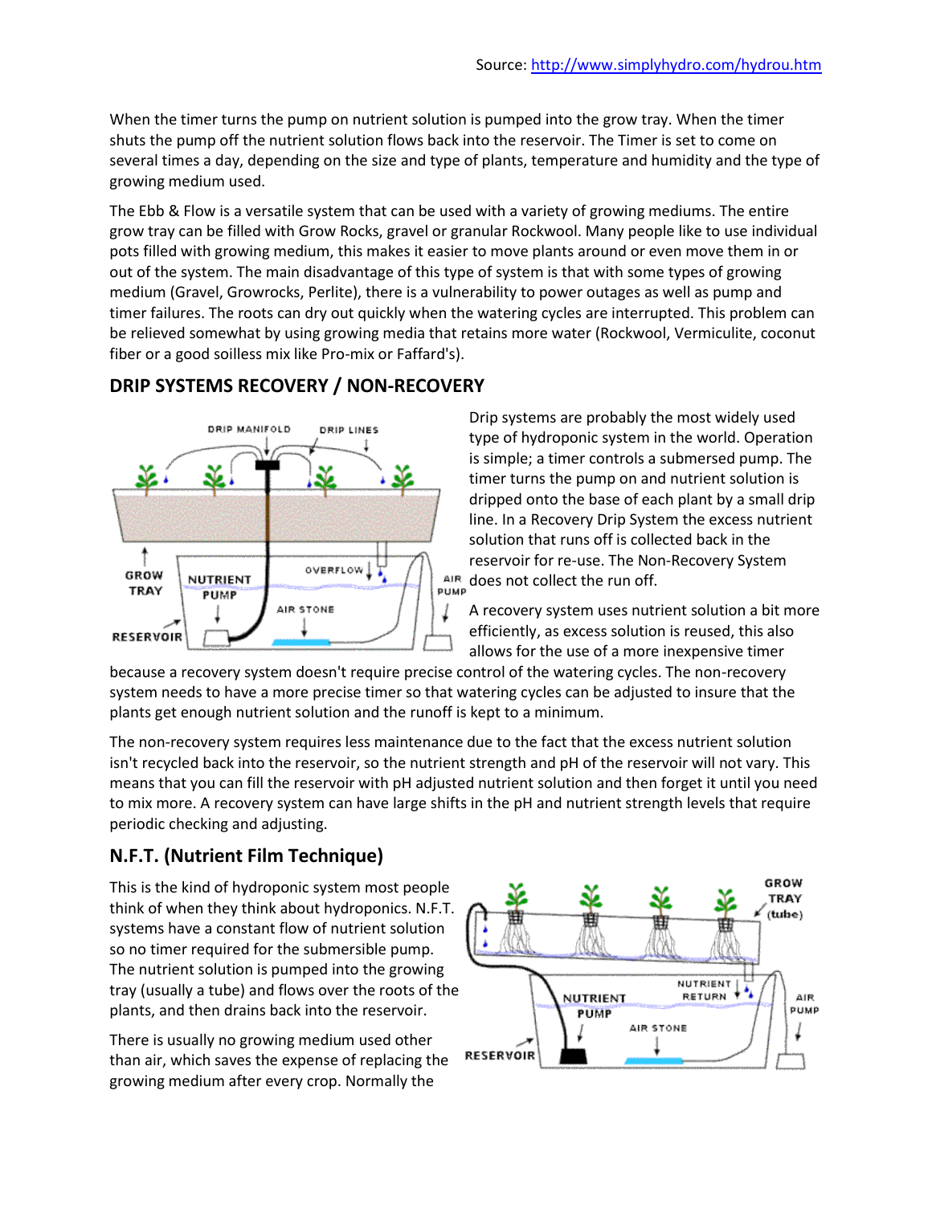When the timer turns the pump on nutrient solution is pumped into the grow tray. When the timer shuts the pump off the nutrient solution flows back into the reservoir. The Timer is set to come on several times a day, depending on the size and type of plants, temperature and humidity and the type of growing medium used.

The Ebb & Flow is a versatile system that can be used with a variety of growing mediums. The entire grow tray can be filled with Grow Rocks, gravel or granular Rockwool. Many people like to use individual pots filled with growing medium, this makes it easier to move plants around or even move them in or out of the system. The main disadvantage of this type of system is that with some types of growing medium (Gravel, Growrocks, Perlite), there is a vulnerability to power outages as well as pump and timer failures. The roots can dry out quickly when the watering cycles are interrupted. This problem can be relieved somewhat by using growing media that retains more water (Rockwool, Vermiculite, coconut fiber or a good soilless mix like Pro-mix or Faffard's).

## DRIP SYSTEMS RECOVERY / NON-RECOVERY

Drip systems are probably the most widely used type of hydroponic system in the world. Operation is simple; a timer controls a submersed pump. The timer turns the pump on and nutrient solution is dripped onto the base of each plant by a small drip line. In a Recovery Drip System the excess nutrient solution that runs off is collected back in the reservoir for re-use. The Non-Recovery System does not collect the run off.

A recovery system uses nutrient solution a bit more efficiently, as excess solution is reused, this also allows for the use of a more inexpensive timer because a recovery system doesn't require precise control of the watering cycles. The non-recovery system needs to have a more precise timer so that watering cycles can be adjusted to insure that the plants get enough nutrient solution and the runoff is kept to a minimum.

The non-recovery system requires less maintenance due to the fact that the excess nutrient solution isn't recycled back into the reservoir, so the nutrient strength and pH of the reservoir will not vary. This means that you can fill the reservoir with pH adjusted nutrient solution and then forget it until you need to mix more. A recovery system can have large shifts in the pH and nutrient strength levels that require periodic checking and adjusting.

## N.F.T. (Nutrient Film Technique)

This is the kind of hydroponic system most people think of when they think about hydroponics. N.F.T. systems have a constant flow of nutrient solution so no timer required for the submersible pump. The nutrient solution is pumped into the growing tray (usually a tube) and flows over the roots of the plants, and then drains back into the reservoir.

There is usually no growing medium used other than air, which saves the expense of replacing the growing medium after every crop. Normally the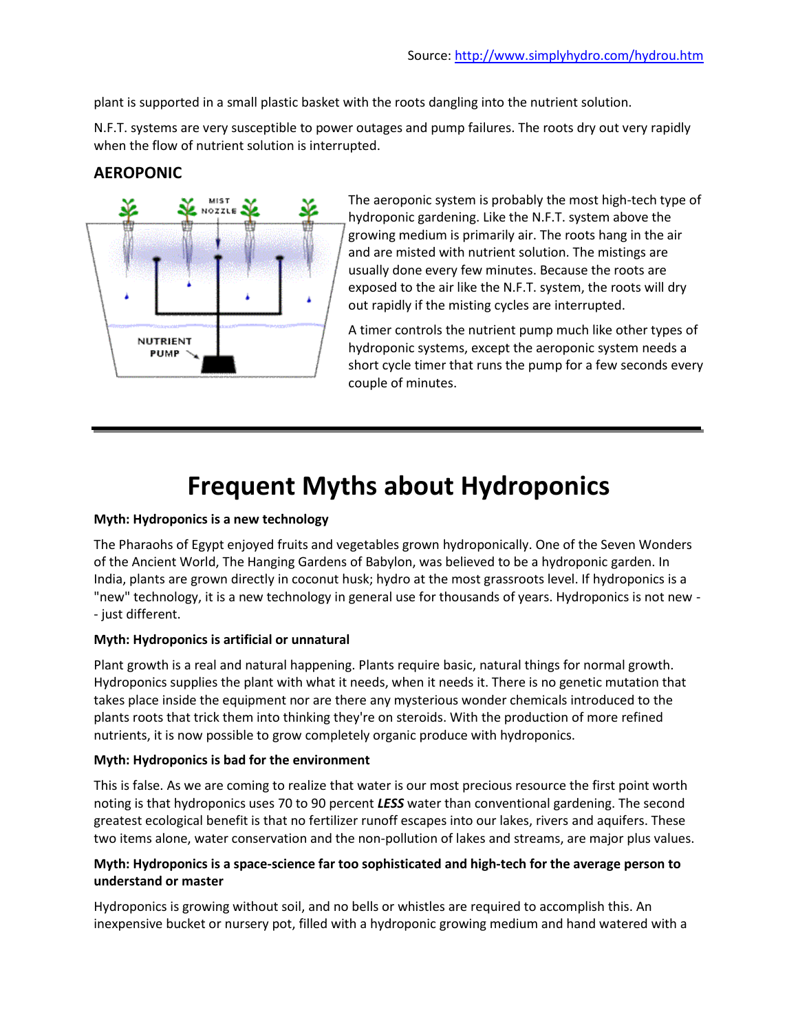Source: http://www.simplyhydro.com/hydrou.htm

plant is supported in a small plastic basket with the roots dangling into the nutrient solution.

N.F.T. systems are very susceptible to power outages and pump failures. The roots dry out very rapidly when the flow of nutrient solution is interrupted.

### AEROPONIC

The aeroponic system is probably the most high-tech type of hydroponic gardening. Like the N.F.T. system above the growing medium is primarily air. The roots hang in the air and are misted with nutrient solution. The mistings are usually done every few minutes. Because the roots are exposed to the air like the N.F.T. system, the roots will dry out rapidly if the misting cycles are interrupted.

A timer controls the nutrient pump much like other types of hydroponic systems, except the aeroponic system needs a short cycle timer that runs the pump for a few seconds every couple of minutes.

---

# Frequent Myths about Hydroponics

**Myth: Hydroponics is a new technology**

The Pharaohs of Egypt enjoyed fruits and vegetables grown hydroponically. One of the Seven Wonders of the Ancient World, The Hanging Gardens of Babylon, was believed to be a hydroponic garden. In India, plants are grown directly in coconut husk; hydro at the most grassroots level. If hydroponics is a "new" technology, it is a new technology in general use for thousands of years. Hydroponics is not new -- just different.

**Myth: Hydroponics is artificial or unnatural**

Plant growth is a real and natural happening. Plants require basic, natural things for normal growth. Hydroponics supplies the plant with what it needs, when it needs it. There is no genetic mutation that takes place inside the equipment nor are there any mysterious wonder chemicals introduced to the plants roots that trick them into thinking they're on steroids. With the production of more refined nutrients, it is now possible to grow completely organic produce with hydroponics.

**Myth: Hydroponics is bad for the environment**

This is false. As we are coming to realize that water is our most precious resource the first point worth noting is that hydroponics uses 70 to 90 percent ***LESS*** water than conventional gardening. The second greatest ecological benefit is that no fertilizer runoff escapes into our lakes, rivers and aquifers. These two items alone, water conservation and the non-pollution of lakes and streams, are major plus values.

**Myth: Hydroponics is a space-science far too sophisticated and high-tech for the average person to understand or master**

Hydroponics is growing without soil, and no bells or whistles are required to accomplish this. An inexpensive bucket or nursery pot, filled with a hydroponic growing medium and hand watered with a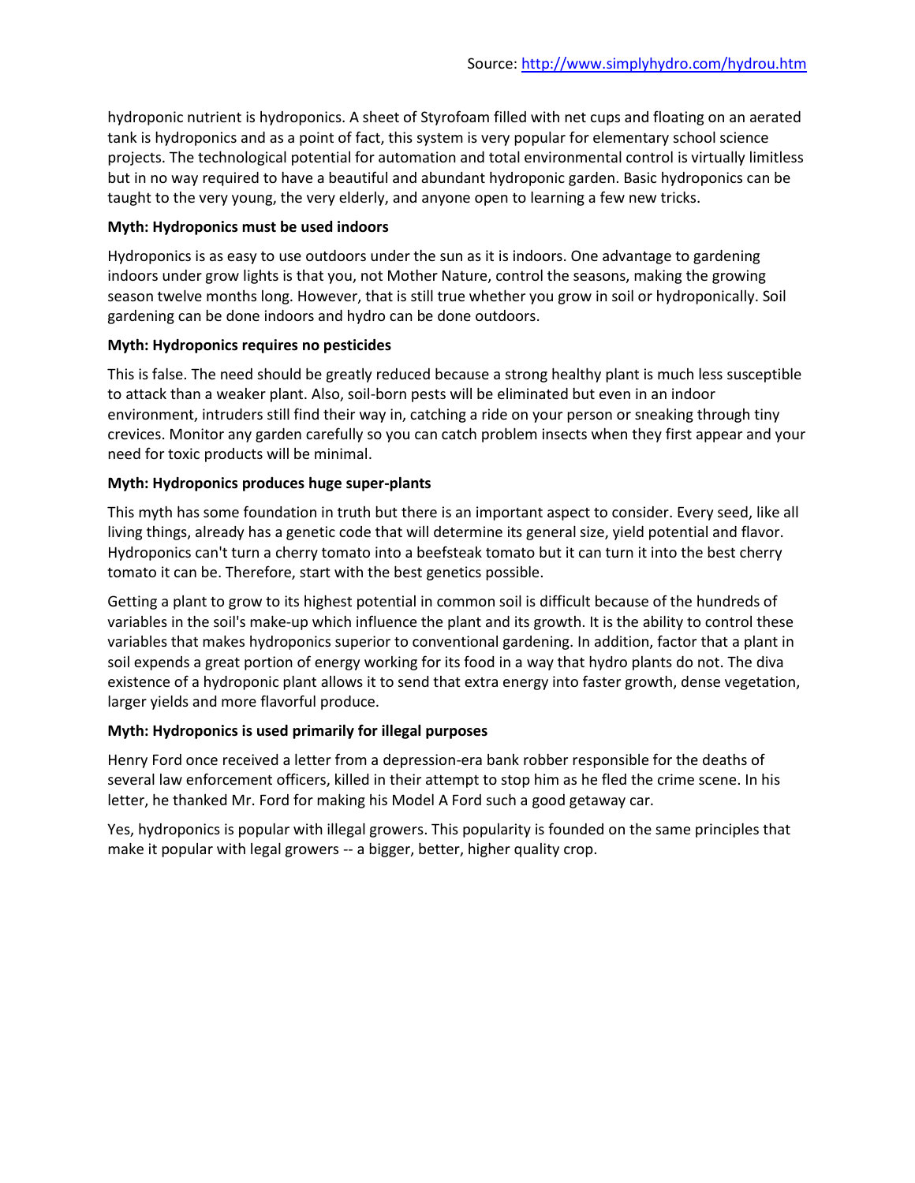Source: http://www.simplyhydro.com/hydrou.htm

hydroponic nutrient is hydroponics. A sheet of Styrofoam filled with net cups and floating on an aerated tank is hydroponics and as a point of fact, this system is very popular for elementary school science projects. The technological potential for automation and total environmental control is virtually limitless but in no way required to have a beautiful and abundant hydroponic garden. Basic hydroponics can be taught to the very young, the very elderly, and anyone open to learning a few new tricks.

**Myth: Hydroponics must be used indoors**

Hydroponics is as easy to use outdoors under the sun as it is indoors. One advantage to gardening indoors under grow lights is that you, not Mother Nature, control the seasons, making the growing season twelve months long. However, that is still true whether you grow in soil or hydroponically. Soil gardening can be done indoors and hydro can be done outdoors.

**Myth: Hydroponics requires no pesticides**

This is false. The need should be greatly reduced because a strong healthy plant is much less susceptible to attack than a weaker plant. Also, soil-born pests will be eliminated but even in an indoor environment, intruders still find their way in, catching a ride on your person or sneaking through tiny crevices. Monitor any garden carefully so you can catch problem insects when they first appear and your need for toxic products will be minimal.

**Myth: Hydroponics produces huge super-plants**

This myth has some foundation in truth but there is an important aspect to consider. Every seed, like all living things, already has a genetic code that will determine its general size, yield potential and flavor. Hydroponics can't turn a cherry tomato into a beefsteak tomato but it can turn it into the best cherry tomato it can be. Therefore, start with the best genetics possible.

Getting a plant to grow to its highest potential in common soil is difficult because of the hundreds of variables in the soil's make-up which influence the plant and its growth. It is the ability to control these variables that makes hydroponics superior to conventional gardening. In addition, factor that a plant in soil expends a great portion of energy working for its food in a way that hydro plants do not. The diva existence of a hydroponic plant allows it to send that extra energy into faster growth, dense vegetation, larger yields and more flavorful produce.

**Myth: Hydroponics is used primarily for illegal purposes**

Henry Ford once received a letter from a depression-era bank robber responsible for the deaths of several law enforcement officers, killed in their attempt to stop him as he fled the crime scene. In his letter, he thanked Mr. Ford for making his Model A Ford such a good getaway car.

Yes, hydroponics is popular with illegal growers. This popularity is founded on the same principles that make it popular with legal growers -- a bigger, better, higher quality crop.